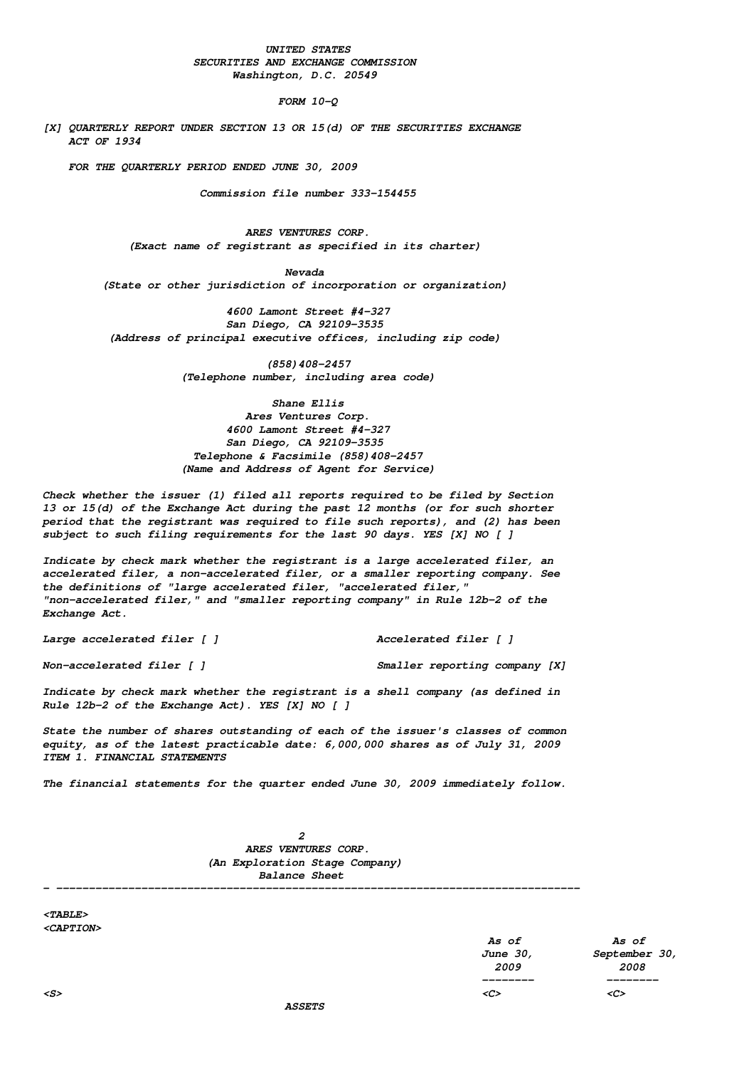UNITED STATES
SECURITIES AND EXCHANGE COMMISSION
Washington, D.C. 20549

FORM 10-Q

[X] QUARTERLY REPORT UNDER SECTION 13 OR 15(d) OF THE SECURITIES EXCHANGE ACT OF 1934

FOR THE QUARTERLY PERIOD ENDED JUNE 30, 2009

Commission file number 333-154455

**ARES VENTURES CORP.**
(Exact name of registrant as specified in its charter)

Nevada
(State or other jurisdiction of incorporation or organization)

4600 Lamont Street #4-327
San Diego, CA 92109-3535
(Address of principal executive offices, including zip code)

(858)408-2457
(Telephone number, including area code)

Shane Ellis
Ares Ventures Corp.
4600 Lamont Street #4-327
San Diego, CA 92109-3535
Telephone & Facsimile (858)408-2457
(Name and Address of Agent for Service)

Check whether the issuer (1) filed all reports required to be filed by Section 13 or 15(d) of the Exchange Act during the past 12 months (or for such shorter period that the registrant was required to file such reports), and (2) has been subject to such filing requirements for the last 90 days. YES [X] NO [ ]

Indicate by check mark whether the registrant is a large accelerated filer, an accelerated filer, a non-accelerated filer, or a smaller reporting company. See the definitions of "large accelerated filer, "accelerated filer," "non-accelerated filer," and "smaller reporting company" in Rule 12b-2 of the Exchange Act.

Large accelerated filer [ ]    Accelerated filer [ ]

Non-accelerated filer [ ]    Smaller reporting company [X]

Indicate by check mark whether the registrant is a shell company (as defined in Rule 12b-2 of the Exchange Act). YES [X] NO [ ]

State the number of shares outstanding of each of the issuer's classes of common equity, as of the latest practicable date: 6,000,000 shares as of July 31, 2009

ITEM 1. FINANCIAL STATEMENTS

The financial statements for the quarter ended June 30, 2009 immediately follow.

ARES VENTURES CORP.
(An Exploration Stage Company)
Balance Sheet

| | As of June 30, 2009 | As of September 30, 2008 |
|---|---|---|
| ASSETS | | |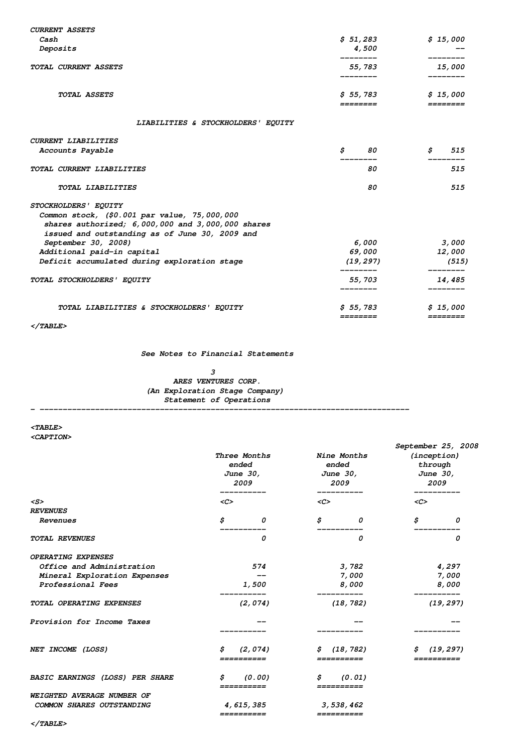| | | |
|---|---|---|
| **CURRENT ASSETS** | | |
| Cash | $ 51,283 | $ 15,000 |
| Deposits | 4,500 | -- |
| **TOTAL CURRENT ASSETS** | 55,783 | 15,000 |
| **TOTAL ASSETS** | $ 55,783 | $ 15,000 |
| **LIABILITIES & STOCKHOLDERS' EQUITY** | | |
| **CURRENT LIABILITIES** | | |
| Accounts Payable | $ 80 | $ 515 |
| **TOTAL CURRENT LIABILITIES** | 80 | 515 |
| **TOTAL LIABILITIES** | 80 | 515 |
| **STOCKHOLDERS' EQUITY** | | |
| Common stock, ($0.001 par value, 75,000,000 shares authorized; 6,000,000 and 3,000,000 shares issued and outstanding as of June 30, 2009 and September 30, 2008) | 6,000 | 3,000 |
| Additional paid-in capital | 69,000 | 12,000 |
| Deficit accumulated during exploration stage | (19,297) | (515) |
| **TOTAL STOCKHOLDERS' EQUITY** | 55,703 | 14,485 |
| **TOTAL LIABILITIES & STOCKHOLDERS' EQUITY** | $ 55,783 | $ 15,000 |

See Notes to Financial Statements

## ARES VENTURES CORP.
### (An Exploration Stage Company)
### Statement of Operations

| | Three Months ended June 30, 2009 | Nine Months ended June 30, 2009 | September 25, 2008 (inception) through June 30, 2009 |
|---|---|---|---|
| **REVENUES** | | | |
| Revenues | $ 0 | $ 0 | $ 0 |
| **TOTAL REVENUES** | 0 | 0 | 0 |
| **OPERATING EXPENSES** | | | |
| Office and Administration | 574 | 3,782 | 4,297 |
| Mineral Exploration Expenses | -- | 7,000 | 7,000 |
| Professional Fees | 1,500 | 8,000 | 8,000 |
| **TOTAL OPERATING EXPENSES** | (2,074) | (18,782) | (19,297) |
| Provision for Income Taxes | -- | -- | -- |
| **NET INCOME (LOSS)** | $ (2,074) | $ (18,782) | $ (19,297) |
| **BASIC EARNINGS (LOSS) PER SHARE** | $ (0.00) | $ (0.01) | |
| **WEIGHTED AVERAGE NUMBER OF COMMON SHARES OUTSTANDING** | 4,615,385 | 3,538,462 | |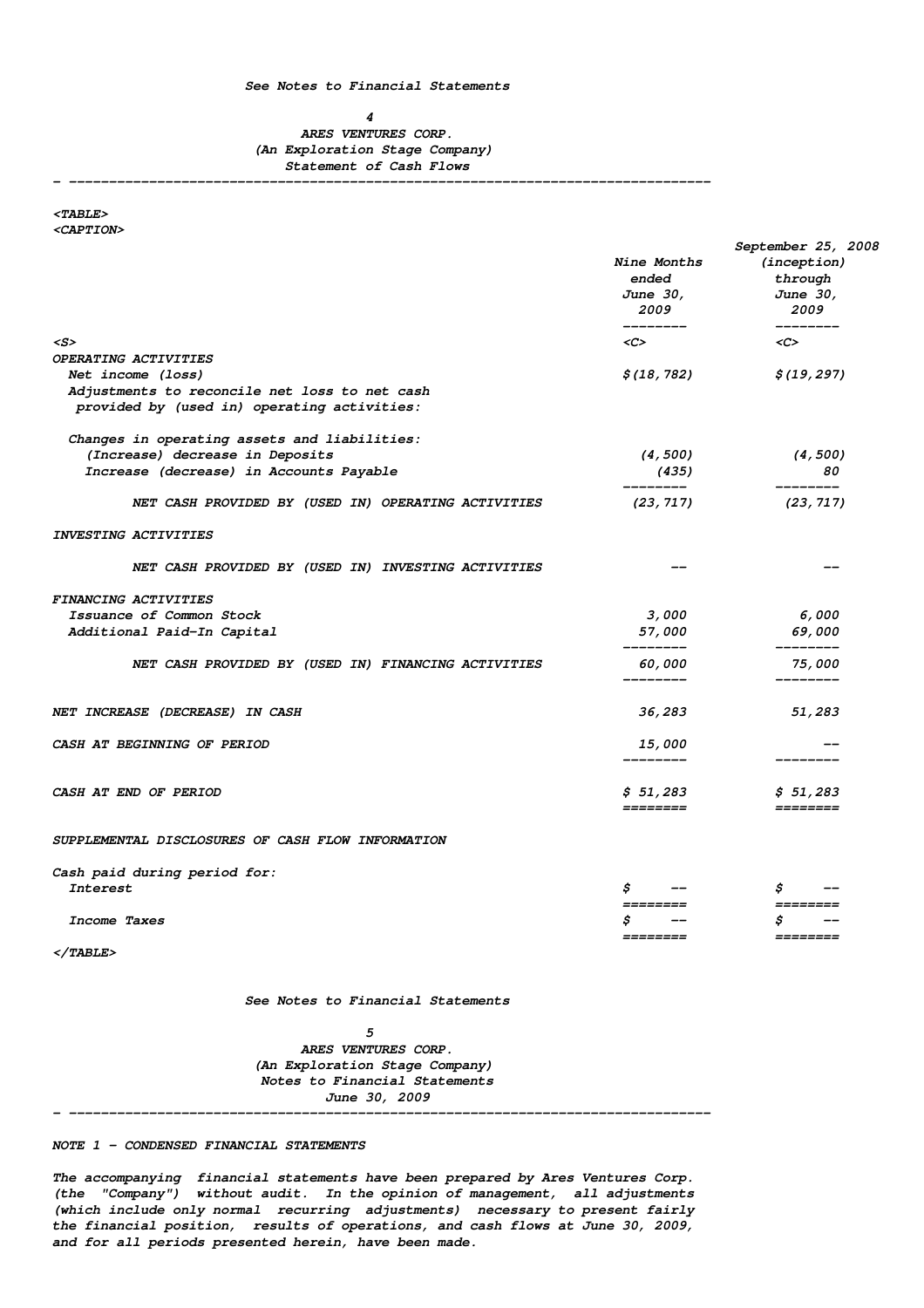See Notes to Financial Statements

ARES VENTURES CORP.
(An Exploration Stage Company)
Statement of Cash Flows

| | Nine Months ended June 30, 2009 | September 25, 2008 (inception) through June 30, 2009 |
|---|---|---|
| OPERATING ACTIVITIES | | |
| Net income (loss) | $(18,782) | $(19,297) |
| Adjustments to reconcile net loss to net cash provided by (used in) operating activities: | | |
| Changes in operating assets and liabilities: | | |
| (Increase) decrease in Deposits | (4,500) | (4,500) |
| Increase (decrease) in Accounts Payable | (435) | 80 |
| NET CASH PROVIDED BY (USED IN) OPERATING ACTIVITIES | (23,717) | (23,717) |
| INVESTING ACTIVITIES | | |
| NET CASH PROVIDED BY (USED IN) INVESTING ACTIVITIES | -- | -- |
| FINANCING ACTIVITIES | | |
| Issuance of Common Stock | 3,000 | 6,000 |
| Additional Paid-In Capital | 57,000 | 69,000 |
| NET CASH PROVIDED BY (USED IN) FINANCING ACTIVITIES | 60,000 | 75,000 |
| NET INCREASE (DECREASE) IN CASH | 36,283 | 51,283 |
| CASH AT BEGINNING OF PERIOD | 15,000 | -- |
| CASH AT END OF PERIOD | $ 51,283 | $ 51,283 |
| SUPPLEMENTAL DISCLOSURES OF CASH FLOW INFORMATION | | |
| Cash paid during period for: | | |
| Interest | $ -- | $ -- |
| Income Taxes | $ -- | $ -- |

See Notes to Financial Statements

ARES VENTURES CORP.
(An Exploration Stage Company)
Notes to Financial Statements
June 30, 2009

NOTE 1 - CONDENSED FINANCIAL STATEMENTS

The accompanying financial statements have been prepared by Ares Ventures Corp. (the "Company") without audit. In the opinion of management, all adjustments (which include only normal recurring adjustments) necessary to present fairly the financial position, results of operations, and cash flows at June 30, 2009, and for all periods presented herein, have been made.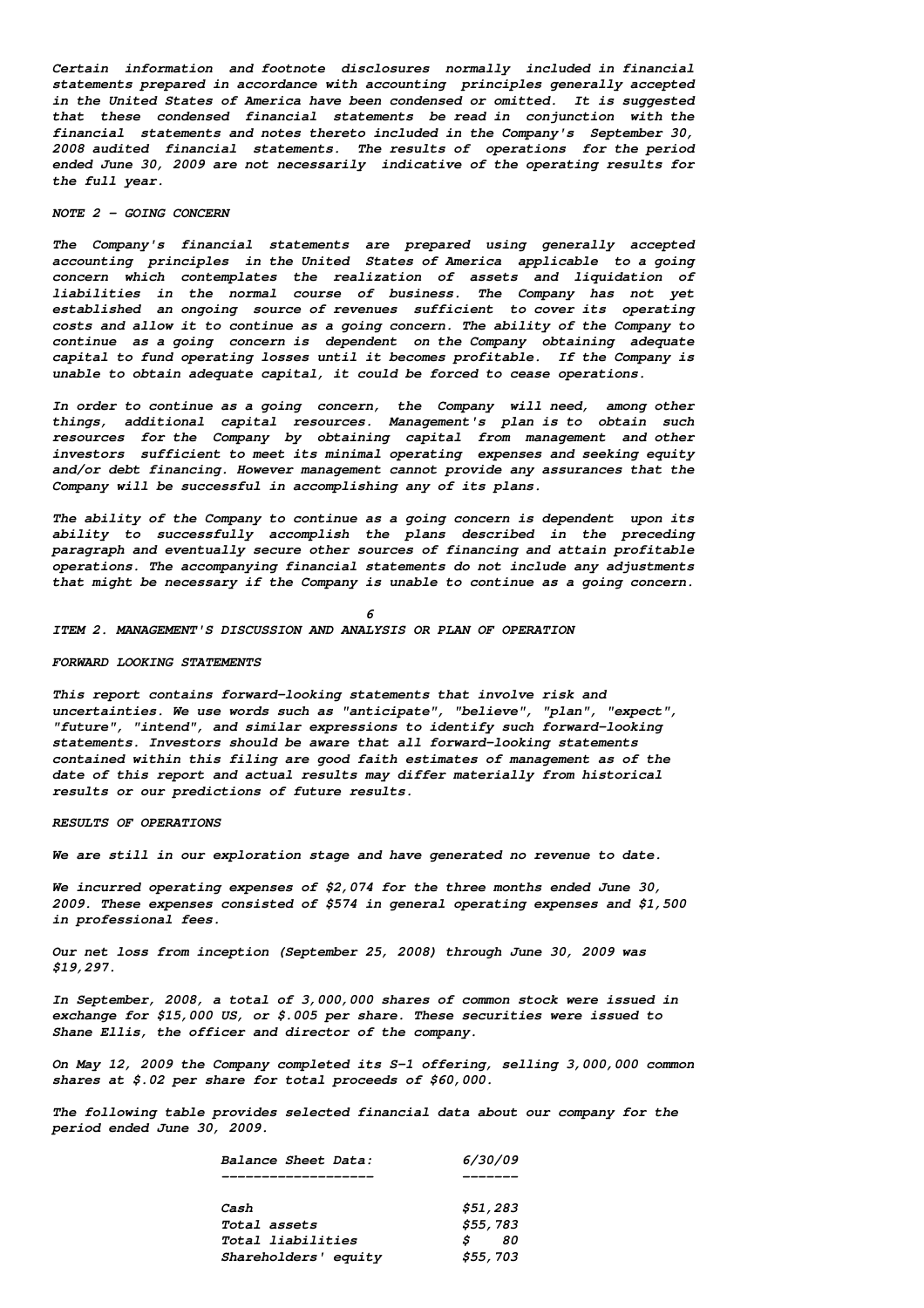Certain information and footnote disclosures normally included in financial statements prepared in accordance with accounting principles generally accepted in the United States of America have been condensed or omitted. It is suggested that these condensed financial statements be read in conjunction with the financial statements and notes thereto included in the Company's September 30, 2008 audited financial statements. The results of operations for the period ended June 30, 2009 are not necessarily indicative of the operating results for the full year.

NOTE 2 - GOING CONCERN

The Company's financial statements are prepared using generally accepted accounting principles in the United States of America applicable to a going concern which contemplates the realization of assets and liquidation of liabilities in the normal course of business. The Company has not yet established an ongoing source of revenues sufficient to cover its operating costs and allow it to continue as a going concern. The ability of the Company to continue as a going concern is dependent on the Company obtaining adequate capital to fund operating losses until it becomes profitable. If the Company is unable to obtain adequate capital, it could be forced to cease operations.

In order to continue as a going concern, the Company will need, among other things, additional capital resources. Management's plan is to obtain such resources for the Company by obtaining capital from management and other investors sufficient to meet its minimal operating expenses and seeking equity and/or debt financing. However management cannot provide any assurances that the Company will be successful in accomplishing any of its plans.

The ability of the Company to continue as a going concern is dependent upon its ability to successfully accomplish the plans described in the preceding paragraph and eventually secure other sources of financing and attain profitable operations. The accompanying financial statements do not include any adjustments that might be necessary if the Company is unable to continue as a going concern.

ITEM 2. MANAGEMENT'S DISCUSSION AND ANALYSIS OR PLAN OF OPERATION

FORWARD LOOKING STATEMENTS

This report contains forward-looking statements that involve risk and uncertainties. We use words such as "anticipate", "believe", "plan", "expect", "future", "intend", and similar expressions to identify such forward-looking statements. Investors should be aware that all forward-looking statements contained within this filing are good faith estimates of management as of the date of this report and actual results may differ materially from historical results or our predictions of future results.

RESULTS OF OPERATIONS

We are still in our exploration stage and have generated no revenue to date.

We incurred operating expenses of $2,074 for the three months ended June 30, 2009. These expenses consisted of $574 in general operating expenses and $1,500 in professional fees.

Our net loss from inception (September 25, 2008) through June 30, 2009 was $19,297.

In September, 2008, a total of 3,000,000 shares of common stock were issued in exchange for $15,000 US, or $.005 per share. These securities were issued to Shane Ellis, the officer and director of the company.

On May 12, 2009 the Company completed its S-1 offering, selling 3,000,000 common shares at $.02 per share for total proceeds of $60,000.

The following table provides selected financial data about our company for the period ended June 30, 2009.

| Balance Sheet Data: | 6/30/09 |
|---|---|
| Cash | $51,283 |
| Total assets | $55,783 |
| Total liabilities | $ 80 |
| Shareholders' equity | $55,703 |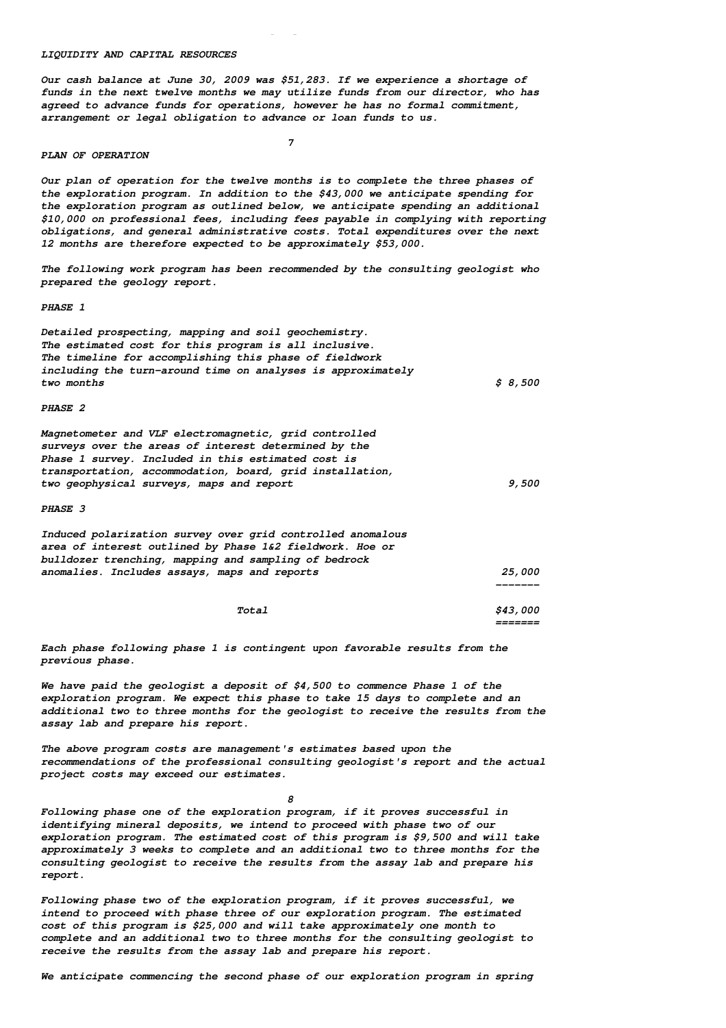*LIQUIDITY AND CAPITAL RESOURCES*

*Our cash balance at June 30, 2009 was $51,283. If we experience a shortage of funds in the next twelve months we may utilize funds from our director, who has agreed to advance funds for operations, however he has no formal commitment, arrangement or legal obligation to advance or loan funds to us.*

*PLAN OF OPERATION*

*Our plan of operation for the twelve months is to complete the three phases of the exploration program. In addition to the $43,000 we anticipate spending for the exploration program as outlined below, we anticipate spending an additional $10,000 on professional fees, including fees payable in complying with reporting obligations, and general administrative costs. Total expenditures over the next 12 months are therefore expected to be approximately $53,000.*

*The following work program has been recommended by the consulting geologist who prepared the geology report.*

| | |
|---|---|
| *PHASE 1* | |
| *Detailed prospecting, mapping and soil geochemistry. The estimated cost for this program is all inclusive. The timeline for accomplishing this phase of fieldwork including the turn-around time on analyses is approximately two months* | *$ 8,500* |
| *PHASE 2* | |
| *Magnetometer and VLF electromagnetic, grid controlled surveys over the areas of interest determined by the Phase 1 survey. Included in this estimated cost is transportation, accommodation, board, grid installation, two geophysical surveys, maps and report* | *9,500* |
| *PHASE 3* | |
| *Induced polarization survey over grid controlled anomalous area of interest outlined by Phase 1&2 fieldwork. Hoe or bulldozer trenching, mapping and sampling of bedrock anomalies. Includes assays, maps and reports* | *25,000* |
| *Total* | *$43,000* |

*Each phase following phase 1 is contingent upon favorable results from the previous phase.*

*We have paid the geologist a deposit of $4,500 to commence Phase 1 of the exploration program. We expect this phase to take 15 days to complete and an additional two to three months for the geologist to receive the results from the assay lab and prepare his report.*

*The above program costs are management's estimates based upon the recommendations of the professional consulting geologist's report and the actual project costs may exceed our estimates.*

*Following phase one of the exploration program, if it proves successful in identifying mineral deposits, we intend to proceed with phase two of our exploration program. The estimated cost of this program is $9,500 and will take approximately 3 weeks to complete and an additional two to three months for the consulting geologist to receive the results from the assay lab and prepare his report.*

*Following phase two of the exploration program, if it proves successful, we intend to proceed with phase three of our exploration program. The estimated cost of this program is $25,000 and will take approximately one month to complete and an additional two to three months for the consulting geologist to receive the results from the assay lab and prepare his report.*

*We anticipate commencing the second phase of our exploration program in spring*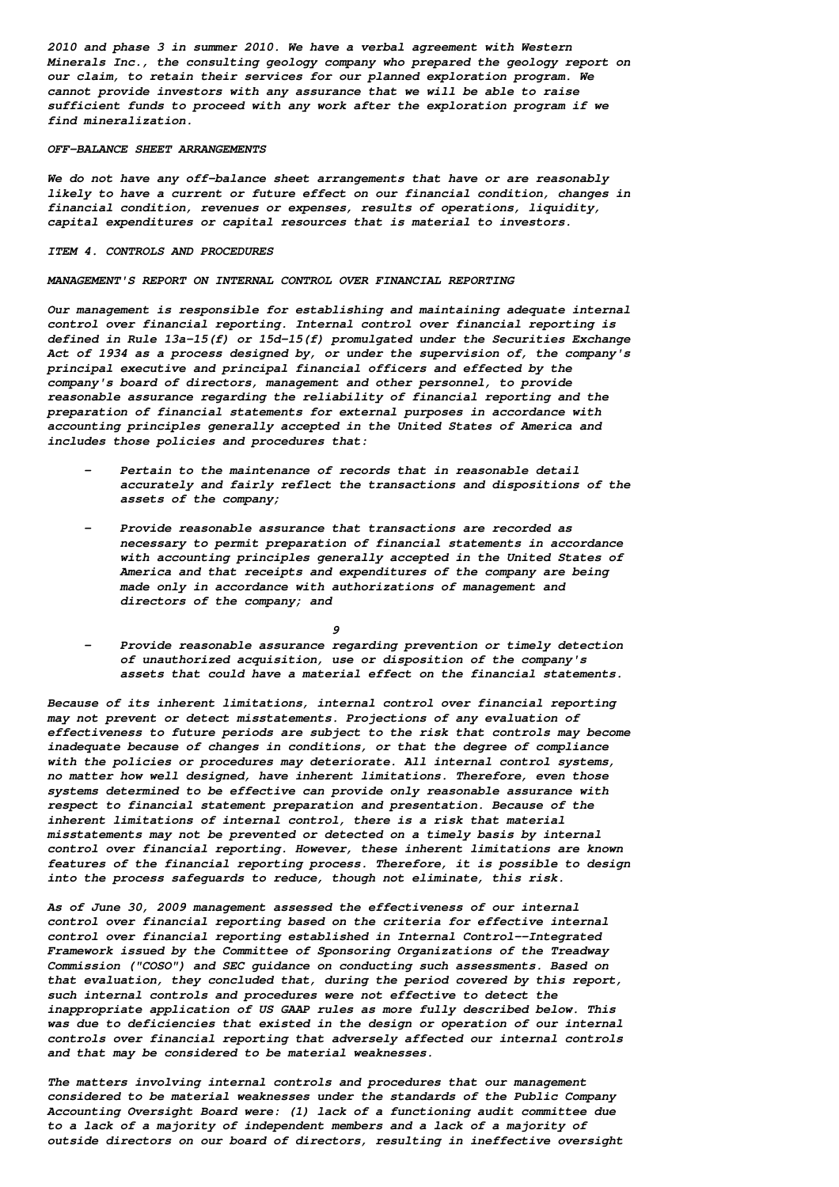2010 and phase 3 in summer 2010. We have a verbal agreement with Western Minerals Inc., the consulting geology company who prepared the geology report on our claim, to retain their services for our planned exploration program. We cannot provide investors with any assurance that we will be able to raise sufficient funds to proceed with any work after the exploration program if we find mineralization.

### OFF-BALANCE SHEET ARRANGEMENTS

We do not have any off-balance sheet arrangements that have or are reasonably likely to have a current or future effect on our financial condition, changes in financial condition, revenues or expenses, results of operations, liquidity, capital expenditures or capital resources that is material to investors.

## ITEM 4. CONTROLS AND PROCEDURES

### MANAGEMENT'S REPORT ON INTERNAL CONTROL OVER FINANCIAL REPORTING

Our management is responsible for establishing and maintaining adequate internal control over financial reporting. Internal control over financial reporting is defined in Rule 13a-15(f) or 15d-15(f) promulgated under the Securities Exchange Act of 1934 as a process designed by, or under the supervision of, the company's principal executive and principal financial officers and effected by the company's board of directors, management and other personnel, to provide reasonable assurance regarding the reliability of financial reporting and the preparation of financial statements for external purposes in accordance with accounting principles generally accepted in the United States of America and includes those policies and procedures that:

- Pertain to the maintenance of records that in reasonable detail accurately and fairly reflect the transactions and dispositions of the assets of the company;
- Provide reasonable assurance that transactions are recorded as necessary to permit preparation of financial statements in accordance with accounting principles generally accepted in the United States of America and that receipts and expenditures of the company are being made only in accordance with authorizations of management and directors of the company; and
- Provide reasonable assurance regarding prevention or timely detection of unauthorized acquisition, use or disposition of the company's assets that could have a material effect on the financial statements.

Because of its inherent limitations, internal control over financial reporting may not prevent or detect misstatements. Projections of any evaluation of effectiveness to future periods are subject to the risk that controls may become inadequate because of changes in conditions, or that the degree of compliance with the policies or procedures may deteriorate. All internal control systems, no matter how well designed, have inherent limitations. Therefore, even those systems determined to be effective can provide only reasonable assurance with respect to financial statement preparation and presentation. Because of the inherent limitations of internal control, there is a risk that material misstatements may not be prevented or detected on a timely basis by internal control over financial reporting. However, these inherent limitations are known features of the financial reporting process. Therefore, it is possible to design into the process safeguards to reduce, though not eliminate, this risk.

As of June 30, 2009 management assessed the effectiveness of our internal control over financial reporting based on the criteria for effective internal control over financial reporting established in Internal Control--Integrated Framework issued by the Committee of Sponsoring Organizations of the Treadway Commission ("COSO") and SEC guidance on conducting such assessments. Based on that evaluation, they concluded that, during the period covered by this report, such internal controls and procedures were not effective to detect the inappropriate application of US GAAP rules as more fully described below. This was due to deficiencies that existed in the design or operation of our internal controls over financial reporting that adversely affected our internal controls and that may be considered to be material weaknesses.

The matters involving internal controls and procedures that our management considered to be material weaknesses under the standards of the Public Company Accounting Oversight Board were: (1) lack of a functioning audit committee due to a lack of a majority of independent members and a lack of a majority of outside directors on our board of directors, resulting in ineffective oversight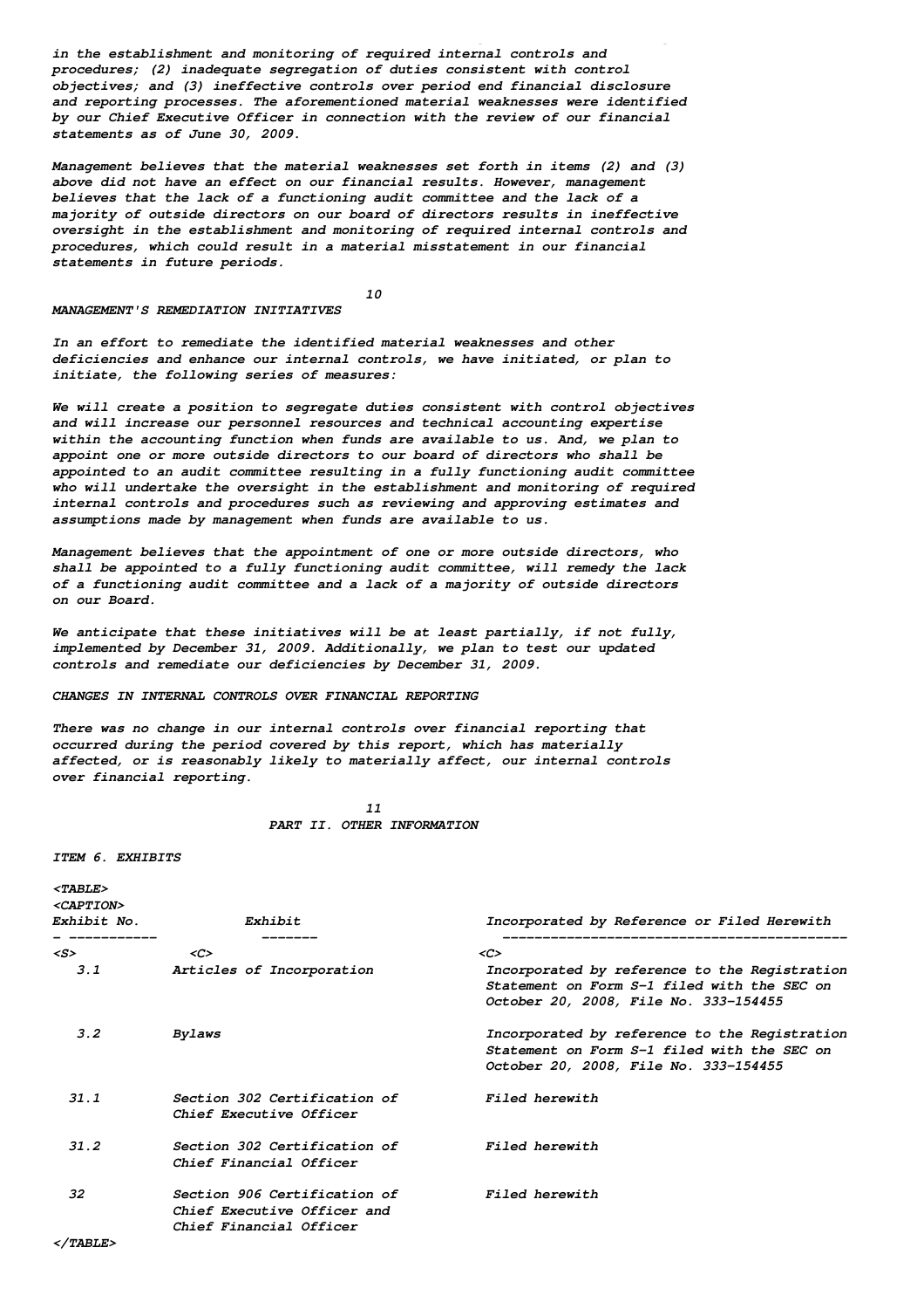in the establishment and monitoring of required internal controls and procedures; (2) inadequate segregation of duties consistent with control objectives; and (3) ineffective controls over period end financial disclosure and reporting processes. The aforementioned material weaknesses were identified by our Chief Executive Officer in connection with the review of our financial statements as of June 30, 2009.

Management believes that the material weaknesses set forth in items (2) and (3) above did not have an effect on our financial results. However, management believes that the lack of a functioning audit committee and the lack of a majority of outside directors on our board of directors results in ineffective oversight in the establishment and monitoring of required internal controls and procedures, which could result in a material misstatement in our financial statements in future periods.

### MANAGEMENT'S REMEDIATION INITIATIVES

In an effort to remediate the identified material weaknesses and other deficiencies and enhance our internal controls, we have initiated, or plan to initiate, the following series of measures:

We will create a position to segregate duties consistent with control objectives and will increase our personnel resources and technical accounting expertise within the accounting function when funds are available to us. And, we plan to appoint one or more outside directors to our board of directors who shall be appointed to an audit committee resulting in a fully functioning audit committee who will undertake the oversight in the establishment and monitoring of required internal controls and procedures such as reviewing and approving estimates and assumptions made by management when funds are available to us.

Management believes that the appointment of one or more outside directors, who shall be appointed to a fully functioning audit committee, will remedy the lack of a functioning audit committee and a lack of a majority of outside directors on our Board.

We anticipate that these initiatives will be at least partially, if not fully, implemented by December 31, 2009. Additionally, we plan to test our updated controls and remediate our deficiencies by December 31, 2009.

### CHANGES IN INTERNAL CONTROLS OVER FINANCIAL REPORTING

There was no change in our internal controls over financial reporting that occurred during the period covered by this report, which has materially affected, or is reasonably likely to materially affect, our internal controls over financial reporting.

## PART II. OTHER INFORMATION

### ITEM 6. EXHIBITS

| Exhibit No. | Exhibit | Incorporated by Reference or Filed Herewith |
|---|---|---|
| 3.1 | Articles of Incorporation | Incorporated by reference to the Registration Statement on Form S-1 filed with the SEC on October 20, 2008, File No. 333-154455 |
| 3.2 | Bylaws | Incorporated by reference to the Registration Statement on Form S-1 filed with the SEC on October 20, 2008, File No. 333-154455 |
| 31.1 | Section 302 Certification of Chief Executive Officer | Filed herewith |
| 31.2 | Section 302 Certification of Chief Financial Officer | Filed herewith |
| 32 | Section 906 Certification of Chief Executive Officer and Chief Financial Officer | Filed herewith |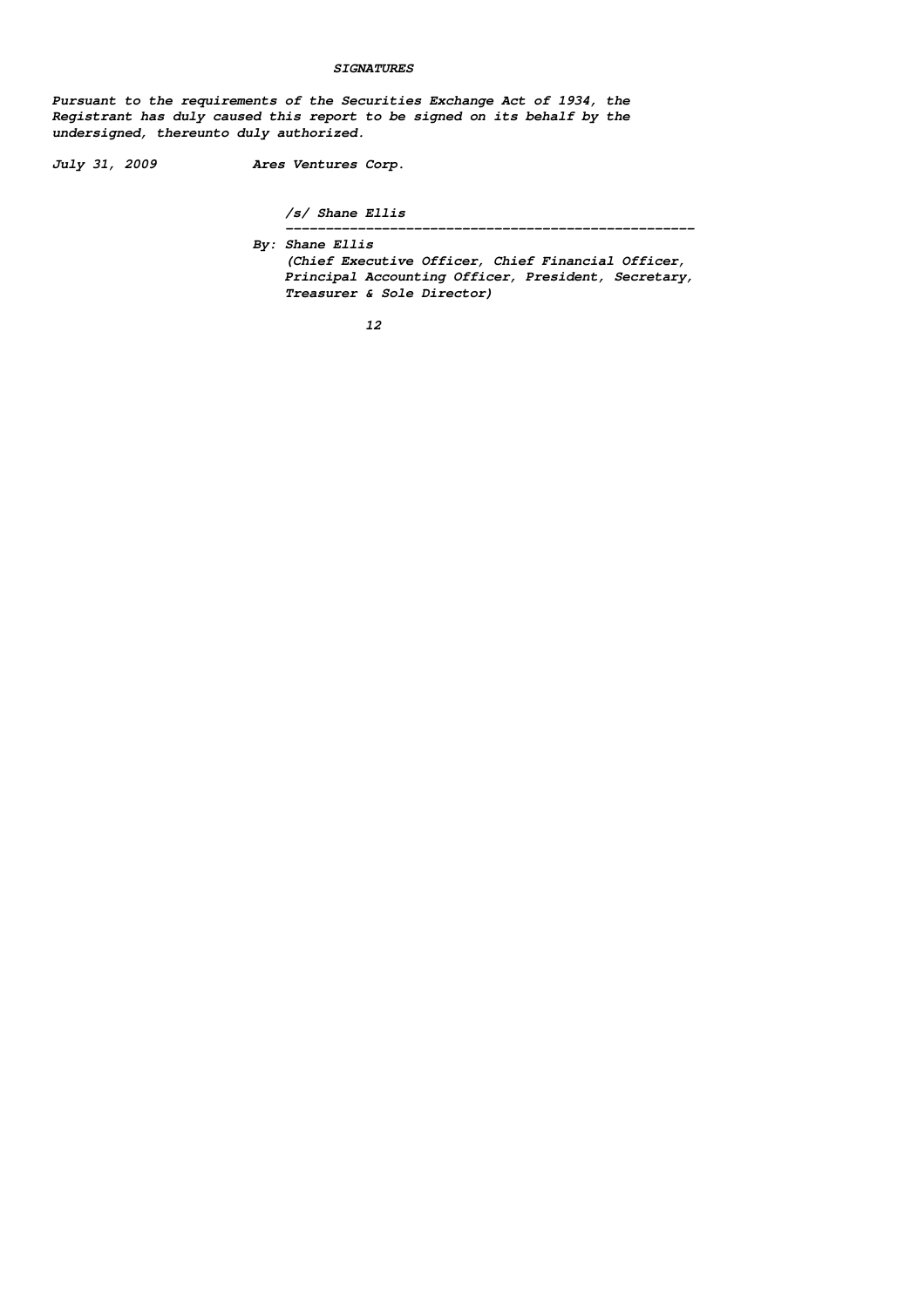## SIGNATURES

*Pursuant to the requirements of the Securities Exchange Act of 1934, the Registrant has duly caused this report to be signed on its behalf by the undersigned, thereunto duly authorized.*

*July 31, 2009* *Ares Ventures Corp.*

*/s/ Shane Ellis*

---

*By: Shane Ellis*
*(Chief Executive Officer, Chief Financial Officer, Principal Accounting Officer, President, Secretary, Treasurer & Sole Director)*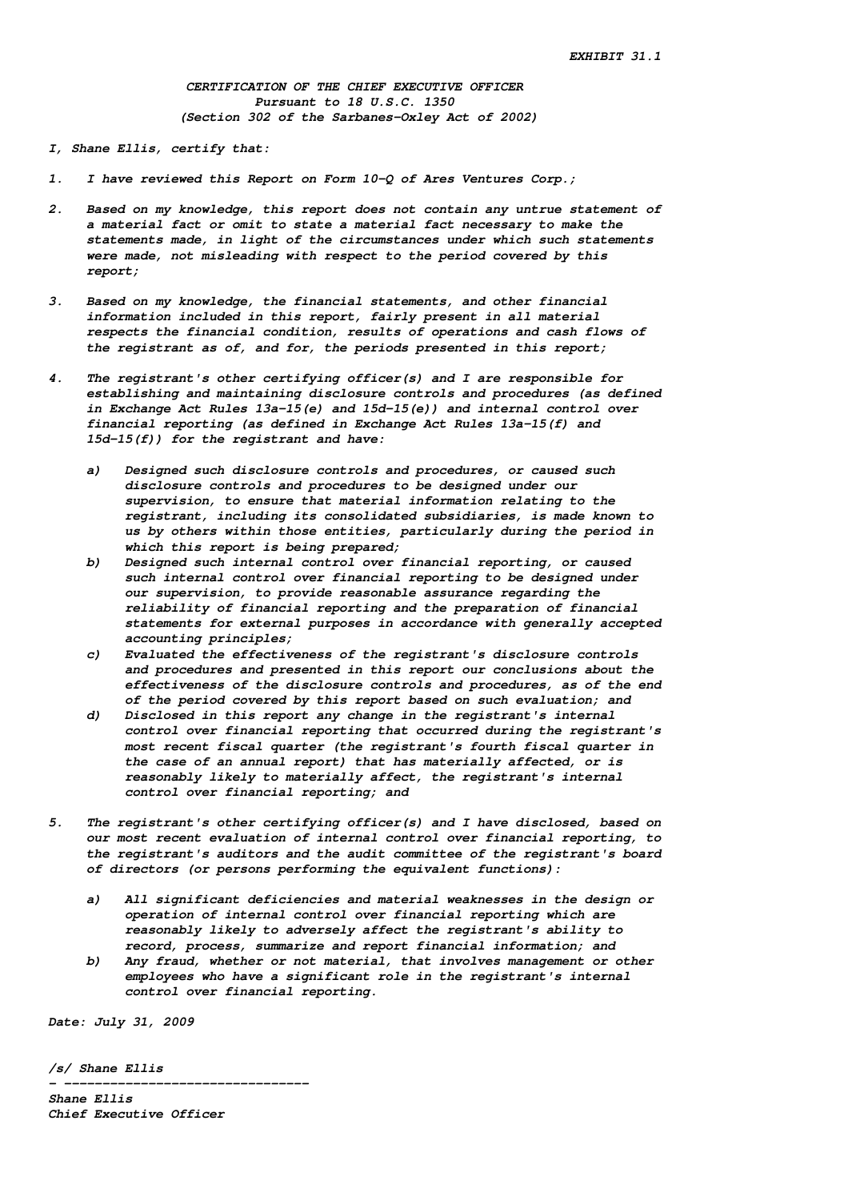EXHIBIT 31.1

**CERTIFICATION OF THE CHIEF EXECUTIVE OFFICER**
**Pursuant to 18 U.S.C. 1350**
**(Section 302 of the Sarbanes-Oxley Act of 2002)**

I, Shane Ellis, certify that:

1. I have reviewed this Report on Form 10-Q of Ares Ventures Corp.;

2. Based on my knowledge, this report does not contain any untrue statement of a material fact or omit to state a material fact necessary to make the statements made, in light of the circumstances under which such statements were made, not misleading with respect to the period covered by this report;

3. Based on my knowledge, the financial statements, and other financial information included in this report, fairly present in all material respects the financial condition, results of operations and cash flows of the registrant as of, and for, the periods presented in this report;

4. The registrant's other certifying officer(s) and I are responsible for establishing and maintaining disclosure controls and procedures (as defined in Exchange Act Rules 13a-15(e) and 15d-15(e)) and internal control over financial reporting (as defined in Exchange Act Rules 13a-15(f) and 15d-15(f)) for the registrant and have:

   a) Designed such disclosure controls and procedures, or caused such disclosure controls and procedures to be designed under our supervision, to ensure that material information relating to the registrant, including its consolidated subsidiaries, is made known to us by others within those entities, particularly during the period in which this report is being prepared;
   b) Designed such internal control over financial reporting, or caused such internal control over financial reporting to be designed under our supervision, to provide reasonable assurance regarding the reliability of financial reporting and the preparation of financial statements for external purposes in accordance with generally accepted accounting principles;
   c) Evaluated the effectiveness of the registrant's disclosure controls and procedures and presented in this report our conclusions about the effectiveness of the disclosure controls and procedures, as of the end of the period covered by this report based on such evaluation; and
   d) Disclosed in this report any change in the registrant's internal control over financial reporting that occurred during the registrant's most recent fiscal quarter (the registrant's fourth fiscal quarter in the case of an annual report) that has materially affected, or is reasonably likely to materially affect, the registrant's internal control over financial reporting; and

5. The registrant's other certifying officer(s) and I have disclosed, based on our most recent evaluation of internal control over financial reporting, to the registrant's auditors and the audit committee of the registrant's board of directors (or persons performing the equivalent functions):

   a) All significant deficiencies and material weaknesses in the design or operation of internal control over financial reporting which are reasonably likely to adversely affect the registrant's ability to record, process, summarize and report financial information; and
   b) Any fraud, whether or not material, that involves management or other employees who have a significant role in the registrant's internal control over financial reporting.

Date: July 31, 2009

/s/ Shane Ellis
- --------------------------------
Shane Ellis
Chief Executive Officer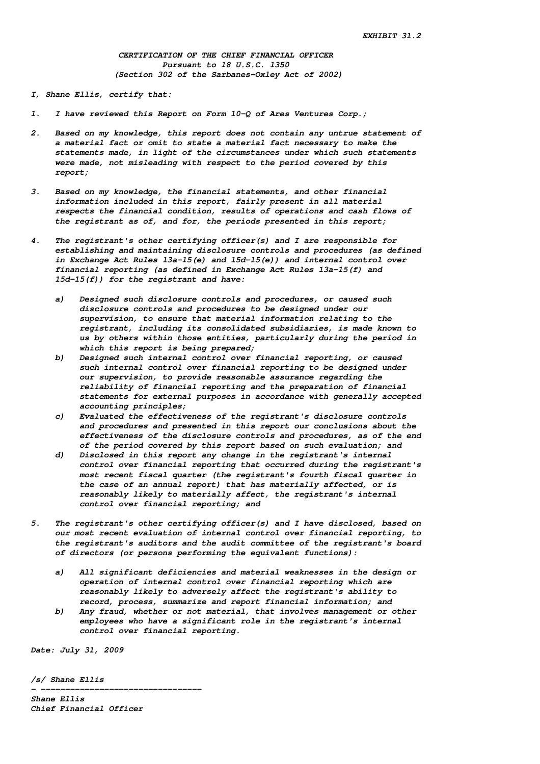EXHIBIT 31.2

# CERTIFICATION OF THE CHIEF FINANCIAL OFFICER
Pursuant to 18 U.S.C. 1350
(Section 302 of the Sarbanes-Oxley Act of 2002)

I, Shane Ellis, certify that:

1. I have reviewed this Report on Form 10-Q of Ares Ventures Corp.;

2. Based on my knowledge, this report does not contain any untrue statement of a material fact or omit to state a material fact necessary to make the statements made, in light of the circumstances under which such statements were made, not misleading with respect to the period covered by this report;

3. Based on my knowledge, the financial statements, and other financial information included in this report, fairly present in all material respects the financial condition, results of operations and cash flows of the registrant as of, and for, the periods presented in this report;

4. The registrant's other certifying officer(s) and I are responsible for establishing and maintaining disclosure controls and procedures (as defined in Exchange Act Rules 13a-15(e) and 15d-15(e)) and internal control over financial reporting (as defined in Exchange Act Rules 13a-15(f) and 15d-15(f)) for the registrant and have:

   a) Designed such disclosure controls and procedures, or caused such disclosure controls and procedures to be designed under our supervision, to ensure that material information relating to the registrant, including its consolidated subsidiaries, is made known to us by others within those entities, particularly during the period in which this report is being prepared;
   b) Designed such internal control over financial reporting, or caused such internal control over financial reporting to be designed under our supervision, to provide reasonable assurance regarding the reliability of financial reporting and the preparation of financial statements for external purposes in accordance with generally accepted accounting principles;
   c) Evaluated the effectiveness of the registrant's disclosure controls and procedures and presented in this report our conclusions about the effectiveness of the disclosure controls and procedures, as of the end of the period covered by this report based on such evaluation; and
   d) Disclosed in this report any change in the registrant's internal control over financial reporting that occurred during the registrant's most recent fiscal quarter (the registrant's fourth fiscal quarter in the case of an annual report) that has materially affected, or is reasonably likely to materially affect, the registrant's internal control over financial reporting; and

5. The registrant's other certifying officer(s) and I have disclosed, based on our most recent evaluation of internal control over financial reporting, to the registrant's auditors and the audit committee of the registrant's board of directors (or persons performing the equivalent functions):

   a) All significant deficiencies and material weaknesses in the design or operation of internal control over financial reporting which are reasonably likely to adversely affect the registrant's ability to record, process, summarize and report financial information; and
   b) Any fraud, whether or not material, that involves management or other employees who have a significant role in the registrant's internal control over financial reporting.

Date: July 31, 2009

/s/ Shane Ellis
- ---------------------------------
Shane Ellis
Chief Financial Officer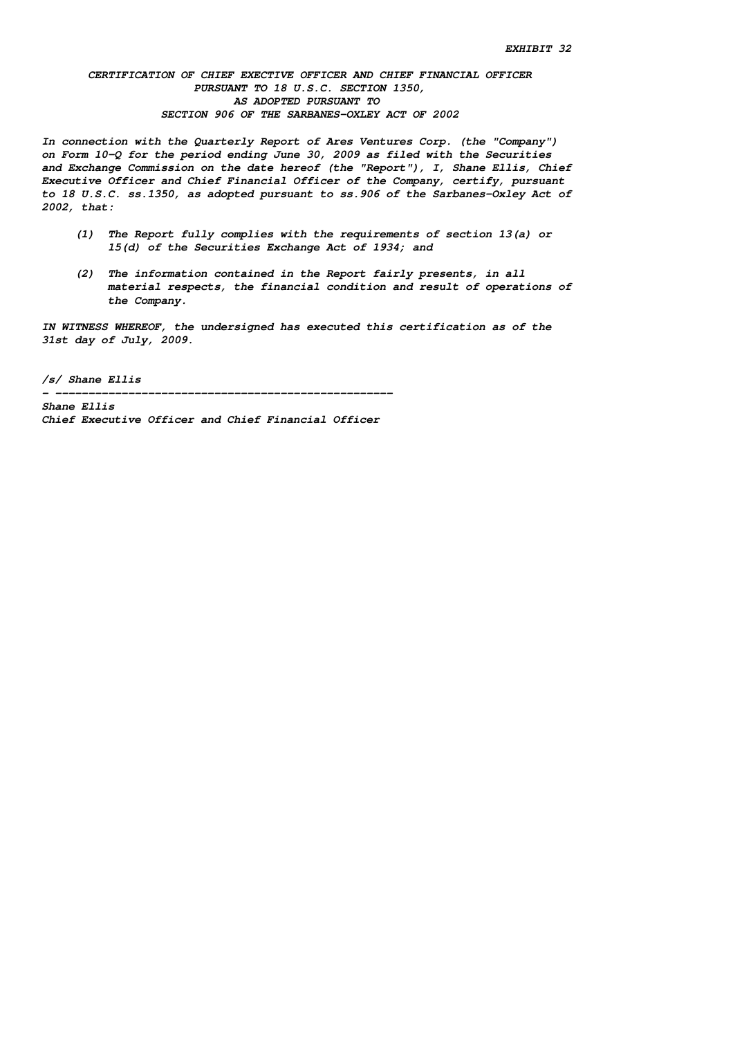EXHIBIT 32

**CERTIFICATION OF CHIEF EXECUTIVE OFFICER AND CHIEF FINANCIAL OFFICER PURSUANT TO 18 U.S.C. SECTION 1350, AS ADOPTED PURSUANT TO SECTION 906 OF THE SARBANES-OXLEY ACT OF 2002**

In connection with the Quarterly Report of Ares Ventures Corp. (the "Company") on Form 10-Q for the period ending June 30, 2009 as filed with the Securities and Exchange Commission on the date hereof (the "Report"), I, Shane Ellis, Chief Executive Officer and Chief Financial Officer of the Company, certify, pursuant to 18 U.S.C. ss.1350, as adopted pursuant to ss.906 of the Sarbanes-Oxley Act of 2002, that:

(1) The Report fully complies with the requirements of section 13(a) or 15(d) of the Securities Exchange Act of 1934; and

(2) The information contained in the Report fairly presents, in all material respects, the financial condition and result of operations of the Company.

IN WITNESS WHEREOF, the undersigned has executed this certification as of the 31st day of July, 2009.

/s/ Shane Ellis

---

Shane Ellis
Chief Executive Officer and Chief Financial Officer